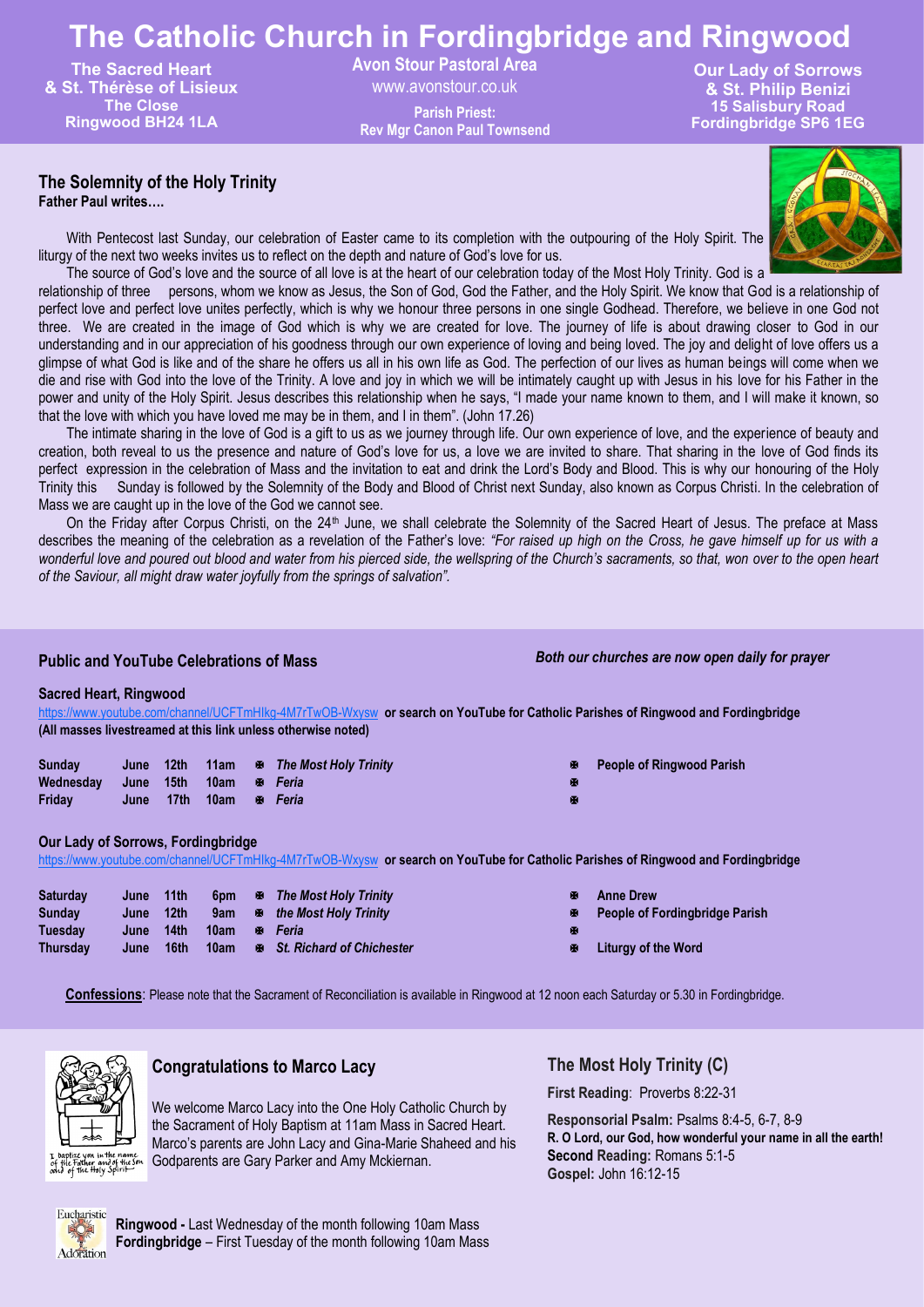# The Catholic Church in Fordingbridge and Ringwood

**The Sacred Heart & St. Thérèse of Lisieux**
**The Close**
**Ringwood BH24 1LA**

**Avon Stour Pastoral Area**
www.avonstour.co.uk
**Parish Priest:**
**Rev Mgr Canon Paul Townsend**

**Our Lady of Sorrows & St. Philip Benizi**
**15 Salisbury Road**
**Fordingbridge SP6 1EG**

## The Solemnity of the Holy Trinity

**Father Paul writes….**

With Pentecost last Sunday, our celebration of Easter came to its completion with the outpouring of the Holy Spirit. The liturgy of the next two weeks invites us to reflect on the depth and nature of God's love for us.

The source of God's love and the source of all love is at the heart of our celebration today of the Most Holy Trinity. God is a relationship of three persons, whom we know as Jesus, the Son of God, God the Father, and the Holy Spirit. We know that God is a relationship of perfect love and perfect love unites perfectly, which is why we honour three persons in one single Godhead. Therefore, we believe in one God not three. We are created in the image of God which is why we are created for love. The journey of life is about drawing closer to God in our understanding and in our appreciation of his goodness through our own experience of loving and being loved. The joy and delight of love offers us a glimpse of what God is like and of the share he offers us all in his own life as God. The perfection of our lives as human beings will come when we die and rise with God into the love of the Trinity. A love and joy in which we will be intimately caught up with Jesus in his love for his Father in the power and unity of the Holy Spirit. Jesus describes this relationship when he says, "I made your name known to them, and I will make it known, so that the love with which you have loved me may be in them, and I in them". (John 17.26)

The intimate sharing in the love of God is a gift to us as we journey through life. Our own experience of love, and the experience of beauty and creation, both reveal to us the presence and nature of God's love for us, a love we are invited to share. That sharing in the love of God finds its perfect expression in the celebration of Mass and the invitation to eat and drink the Lord's Body and Blood. This is why our honouring of the Holy Trinity this Sunday is followed by the Solemnity of the Body and Blood of Christ next Sunday, also known as Corpus Christi. In the celebration of Mass we are caught up in the love of the God we cannot see.

On the Friday after Corpus Christi, on the 24th June, we shall celebrate the Solemnity of the Sacred Heart of Jesus. The preface at Mass describes the meaning of the celebration as a revelation of the Father's love: *"For raised up high on the Cross, he gave himself up for us with a wonderful love and poured out blood and water from his pierced side, the wellspring of the Church's sacraments, so that, won over to the open heart of the Saviour, all might draw water joyfully from the springs of salvation".*

## Public and YouTube Celebrations of Mass

*Both our churches are now open daily for prayer*

**Sacred Heart, Ringwood**

https://www.youtube.com/channel/UCFTmHlkg-4M7rTwOB-Wxysw **or search on YouTube for Catholic Parishes of Ringwood and Fordingbridge**
**(All masses livestreamed at this link unless otherwise noted)**

| Day | Date | Time | Celebration | Intention |
|---|---|---|---|---|
| **Sunday** | **June 12th** | **11am** | ***The Most Holy Trinity*** | **People of Ringwood Parish** |
| **Wednesday** | **June 15th** | **10am** | ***Feria*** | |
| **Friday** | **June 17th** | **10am** | ***Feria*** | |

**Our Lady of Sorrows, Fordingbridge**

https://www.youtube.com/channel/UCFTmHlkg-4M7rTwOB-Wxysw **or search on YouTube for Catholic Parishes of Ringwood and Fordingbridge**

| Day | Date | Time | Celebration | Intention |
|---|---|---|---|---|
| **Saturday** | **June 11th** | **6pm** | ***The Most Holy Trinity*** | **Anne Drew** |
| **Sunday** | **June 12th** | **9am** | ***the Most Holy Trinity*** | **People of Fordingbridge Parish** |
| **Tuesday** | **June 14th** | **10am** | ***Feria*** | |
| **Thursday** | **June 16th** | **10am** | ***St. Richard of Chichester*** | **Liturgy of the Word** |

**Confessions**: Please note that the Sacrament of Reconciliation is available in Ringwood at 12 noon each Saturday or 5.30 in Fordingbridge.

## Congratulations to Marco Lacy

We welcome Marco Lacy into the One Holy Catholic Church by the Sacrament of Holy Baptism at 11am Mass in Sacred Heart. Marco's parents are John Lacy and Gina-Marie Shaheed and his Godparents are Gary Parker and Amy Mckiernan.

**Ringwood -** Last Wednesday of the month following 10am Mass
**Fordingbridge** – First Tuesday of the month following 10am Mass

## The Most Holy Trinity (C)

**First Reading**: Proverbs 8:22-31

**Responsorial Psalm:** Psalms 8:4-5, 6-7, 8-9
**R. O Lord, our God, how wonderful your name in all the earth!**
**Second Reading:** Romans 5:1-5
**Gospel:** John 16:12-15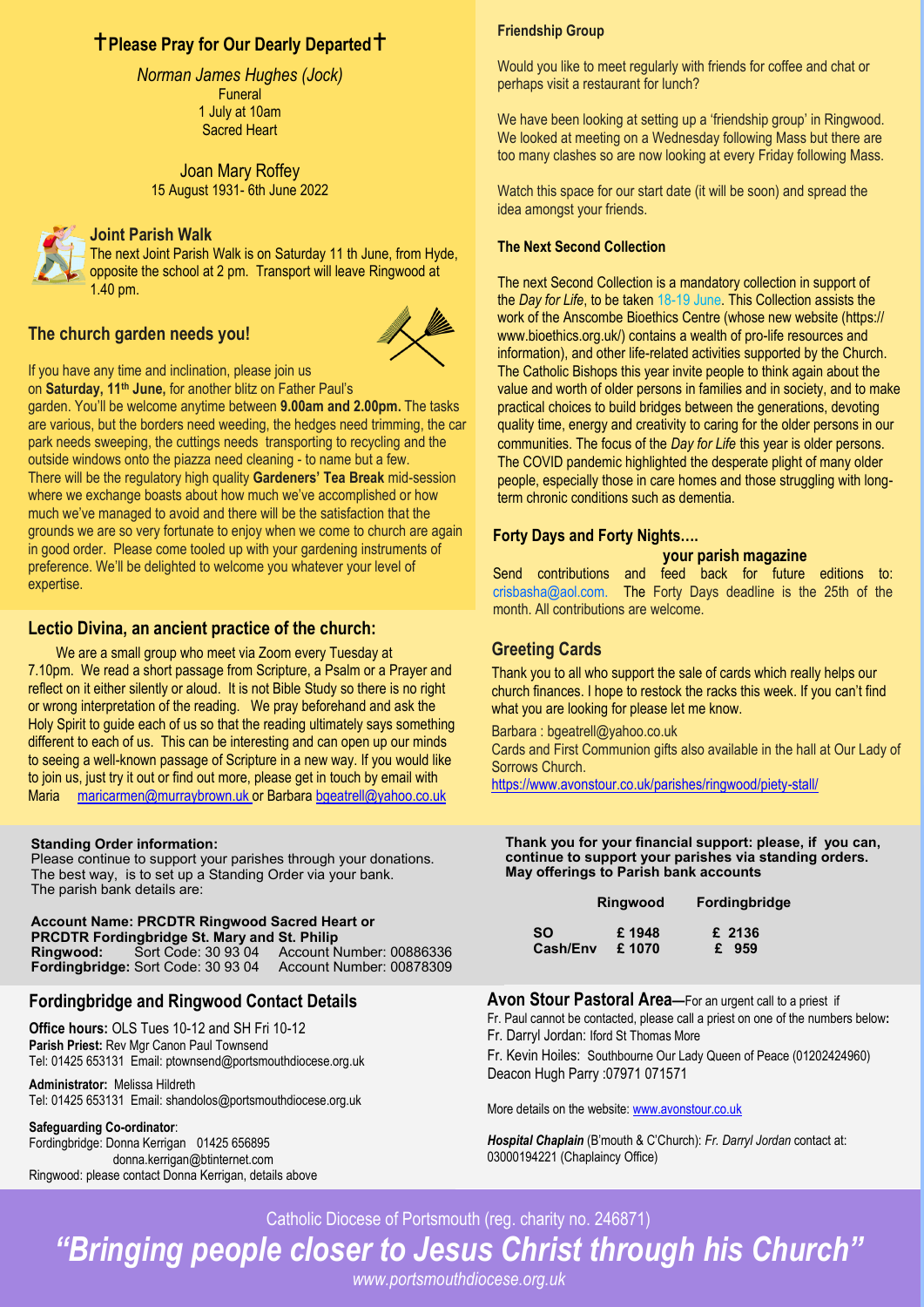## †Please Pray for Our Dearly Departed†

*Norman James Hughes (Jock)*
Funeral
1 July at 10am
Sacred Heart

Joan Mary Roffey
15 August 1931- 6th June 2022

### Joint Parish Walk

The next Joint Parish Walk is on Saturday 11 th June, from Hyde, opposite the school at 2 pm. Transport will leave Ringwood at 1.40 pm.

## The church garden needs you!

If you have any time and inclination, please join us on **Saturday, 11th June,** for another blitz on Father Paul's garden. You'll be welcome anytime between **9.00am and 2.00pm.** The tasks are various, but the borders need weeding, the hedges need trimming, the car park needs sweeping, the cuttings needs transporting to recycling and the outside windows onto the piazza need cleaning - to name but a few. There will be the regulatory high quality **Gardeners' Tea Break** mid-session where we exchange boasts about how much we've accomplished or how much we've managed to avoid and there will be the satisfaction that the grounds we are so very fortunate to enjoy when we come to church are again in good order. Please come tooled up with your gardening instruments of preference. We'll be delighted to welcome you whatever your level of expertise.

## Lectio Divina, an ancient practice of the church:

We are a small group who meet via Zoom every Tuesday at 7.10pm. We read a short passage from Scripture, a Psalm or a Prayer and reflect on it either silently or aloud. It is not Bible Study so there is no right or wrong interpretation of the reading. We pray beforehand and ask the Holy Spirit to guide each of us so that the reading ultimately says something different to each of us. This can be interesting and can open up our minds to seeing a well-known passage of Scripture in a new way. If you would like to join us, just try it out or find out more, please get in touch by email with Maria maricarmen@murraybrown.uk or Barbara bgeatrell@yahoo.co.uk

### Friendship Group

Would you like to meet regularly with friends for coffee and chat or perhaps visit a restaurant for lunch?

We have been looking at setting up a 'friendship group' in Ringwood. We looked at meeting on a Wednesday following Mass but there are too many clashes so are now looking at every Friday following Mass.

Watch this space for our start date (it will be soon) and spread the idea amongst your friends.

### The Next Second Collection

The next Second Collection is a mandatory collection in support of the *Day for Life*, to be taken 18-19 June. This Collection assists the work of the Anscombe Bioethics Centre (whose new website (https://www.bioethics.org.uk/) contains a wealth of pro-life resources and information), and other life-related activities supported by the Church. The Catholic Bishops this year invite people to think again about the value and worth of older persons in families and in society, and to make practical choices to build bridges between the generations, devoting quality time, energy and creativity to caring for the older persons in our communities. The focus of the *Day for Life* this year is older persons. The COVID pandemic highlighted the desperate plight of many older people, especially those in care homes and those struggling with long-term chronic conditions such as dementia.

### Forty Days and Forty Nights….

**your parish magazine**

Send contributions and feed back for future editions to: crisbasha@aol.com. The Forty Days deadline is the 25th of the month. All contributions are welcome.

### Greeting Cards

Thank you to all who support the sale of cards which really helps our church finances. I hope to restock the racks this week. If you can't find what you are looking for please let me know.

Barbara : bgeatrell@yahoo.co.uk

Cards and First Communion gifts also available in the hall at Our Lady of Sorrows Church.

https://www.avonstour.co.uk/parishes/ringwood/piety-stall/

**Standing Order information:**
Please continue to support your parishes through your donations. The best way, is to set up a Standing Order via your bank. The parish bank details are:

**Account Name: PRCDTR Ringwood Sacred Heart or PRCDTR Fordingbridge St. Mary and St. Philip**
**Ringwood:** Sort Code: 30 93 04 Account Number: 00886336
**Fordingbridge:** Sort Code: 30 93 04 Account Number: 00878309

**Thank you for your financial support: please, if you can, continue to support your parishes via standing orders. May offerings to Parish bank accounts**

| | Ringwood | Fordingbridge |
|---|---|---|
| SO | £ 1948 | £ 2136 |
| Cash/Env | £ 1070 | £ 959 |

## Fordingbridge and Ringwood Contact Details

**Office hours:** OLS Tues 10-12 and SH Fri 10-12
**Parish Priest:** Rev Mgr Canon Paul Townsend
Tel: 01425 653131 Email: ptownsend@portsmouthdiocese.org.uk

**Administrator:** Melissa Hildreth
Tel: 01425 653131 Email: shandolos@portsmouthdiocese.org.uk

**Safeguarding Co-ordinator**:
Fordingbridge: Donna Kerrigan 01425 656895
donna.kerrigan@btinternet.com
Ringwood: please contact Donna Kerrigan, details above

**Avon Stour Pastoral Area**—For an urgent call to a priest if Fr. Paul cannot be contacted, please call a priest on one of the numbers below**:**
Fr. Darryl Jordan: Iford St Thomas More
Fr. Kevin Hoiles: Southbourne Our Lady Queen of Peace (01202424960)
Deacon Hugh Parry :07971 071571

More details on the website: www.avonstour.co.uk

***Hospital Chaplain*** (B'mouth & C'Church): *Fr. Darryl Jordan* contact at: 03000194221 (Chaplaincy Office)

Catholic Diocese of Portsmouth (reg. charity no. 246871)

***"Bringing people closer to Jesus Christ through his Church"***

*www.portsmouthdiocese.org.uk*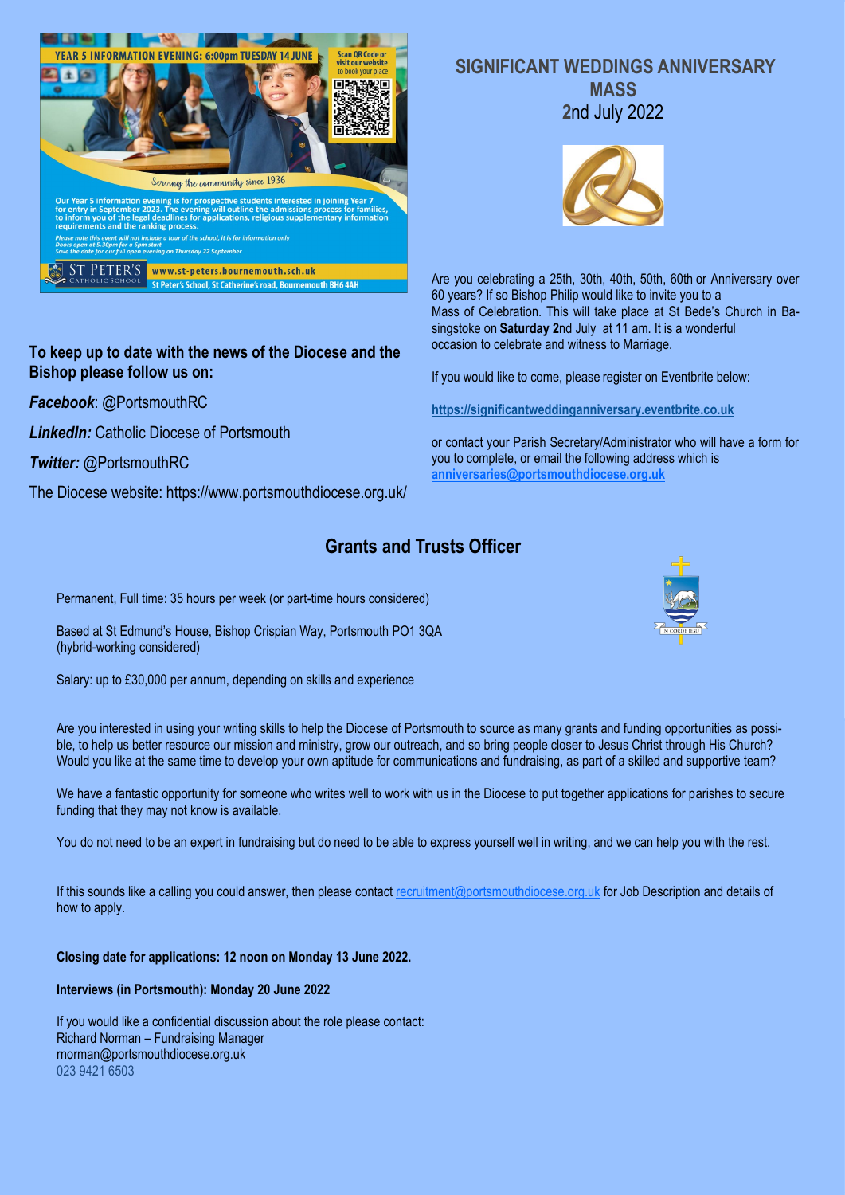YEAR 5 INFORMATION EVENING: 6:00pm TUESDAY 14 JUNE

Scan QR Code or visit our website to book your place

Serving the community since 1936

Our Year 5 information evening is for prospective students interested in joining Year 7 for entry in September 2023. The evening will outline the admissions process for families, to inform you of the legal deadlines for applications, religious supplementary information requirements and the ranking process.

*Please note this event will not include a tour of the school, it is for information only*
*Doors open at 5.30pm for a 6pm start*
*Save the date for our full open evening on Thursday 22 September*

ST PETER'S CATHOLIC SCHOOL
www.st-peters.bournemouth.sch.uk
St Peter's School, St Catherine's road, Bournemouth BH6 4AH

**To keep up to date with the news of the Diocese and the Bishop please follow us on:**

***Facebook***: @PortsmouthRC

***LinkedIn:*** Catholic Diocese of Portsmouth

***Twitter:*** @PortsmouthRC

The Diocese website: https://www.portsmouthdiocese.org.uk/

## SIGNIFICANT WEDDINGS ANNIVERSARY MASS

2nd July 2022

Are you celebrating a 25th, 30th, 40th, 50th, 60th or Anniversary over 60 years? If so Bishop Philip would like to invite you to a Mass of Celebration. This will take place at St Bede's Church in Basingstoke on **Saturday 2**nd July at 11 am. It is a wonderful occasion to celebrate and witness to Marriage.

If you would like to come, please register on Eventbrite below:

**https://significantweddinganniversary.eventbrite.co.uk**

or contact your Parish Secretary/Administrator who will have a form for you to complete, or email the following address which is **anniversaries@portsmouthdiocese.org.uk**

## Grants and Trusts Officer

Permanent, Full time: 35 hours per week (or part-time hours considered)

Based at St Edmund's House, Bishop Crispian Way, Portsmouth PO1 3QA (hybrid-working considered)

Salary: up to £30,000 per annum, depending on skills and experience

Are you interested in using your writing skills to help the Diocese of Portsmouth to source as many grants and funding opportunities as possible, to help us better resource our mission and ministry, grow our outreach, and so bring people closer to Jesus Christ through His Church? Would you like at the same time to develop your own aptitude for communications and fundraising, as part of a skilled and supportive team?

We have a fantastic opportunity for someone who writes well to work with us in the Diocese to put together applications for parishes to secure funding that they may not know is available.

You do not need to be an expert in fundraising but do need to be able to express yourself well in writing, and we can help you with the rest.

If this sounds like a calling you could answer, then please contact recruitment@portsmouthdiocese.org.uk for Job Description and details of how to apply.

**Closing date for applications: 12 noon on Monday 13 June 2022.**

**Interviews (in Portsmouth): Monday 20 June 2022**

If you would like a confidential discussion about the role please contact:
Richard Norman – Fundraising Manager
rnorman@portsmouthdiocese.org.uk
023 9421 6503